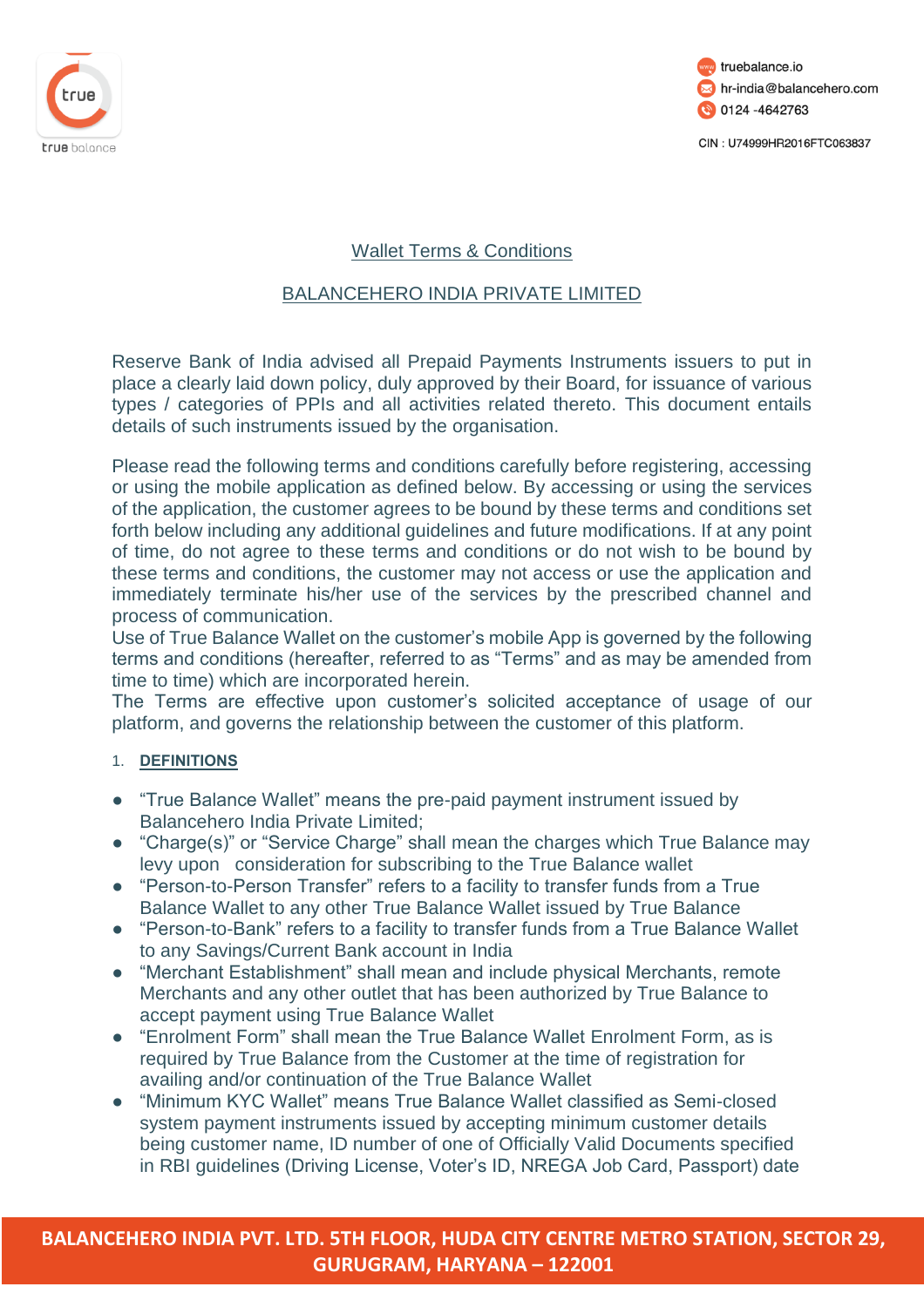## Wallet Terms & Conditions

## BALANCEHERO INDIA PRIVATE LIMITED

Reserve Bank of India advised all Prepaid Payments Instruments issuers to put in place a clearly laid down policy, duly approved by their Board, for issuance of various types / categories of PPIs and all activities related thereto. This document entails details of such instruments issued by the organisation.

Please read the following terms and conditions carefully before registering, accessing or using the mobile application as defined below. By accessing or using the services of the application, the customer agrees to be bound by these terms and conditions set forth below including any additional guidelines and future modifications. If at any point of time, do not agree to these terms and conditions or do not wish to be bound by these terms and conditions, the customer may not access or use the application and immediately terminate his/her use of the services by the prescribed channel and process of communication.
Use of True Balance Wallet on the customer's mobile App is governed by the following terms and conditions (hereafter, referred to as "Terms" and as may be amended from time to time) which are incorporated herein.
The Terms are effective upon customer's solicited acceptance of usage of our platform, and governs the relationship between the customer of this platform.

1. **DEFINITIONS**

- "True Balance Wallet" means the pre-paid payment instrument issued by Balancehero India Private Limited;
- "Charge(s)" or "Service Charge" shall mean the charges which True Balance may levy upon consideration for subscribing to the True Balance wallet
- "Person-to-Person Transfer" refers to a facility to transfer funds from a True Balance Wallet to any other True Balance Wallet issued by True Balance
- "Person-to-Bank" refers to a facility to transfer funds from a True Balance Wallet to any Savings/Current Bank account in India
- "Merchant Establishment" shall mean and include physical Merchants, remote Merchants and any other outlet that has been authorized by True Balance to accept payment using True Balance Wallet
- "Enrolment Form" shall mean the True Balance Wallet Enrolment Form, as is required by True Balance from the Customer at the time of registration for availing and/or continuation of the True Balance Wallet
- "Minimum KYC Wallet" means True Balance Wallet classified as Semi-closed system payment instruments issued by accepting minimum customer details being customer name, ID number of one of Officially Valid Documents specified in RBI guidelines (Driving License, Voter's ID, NREGA Job Card, Passport) date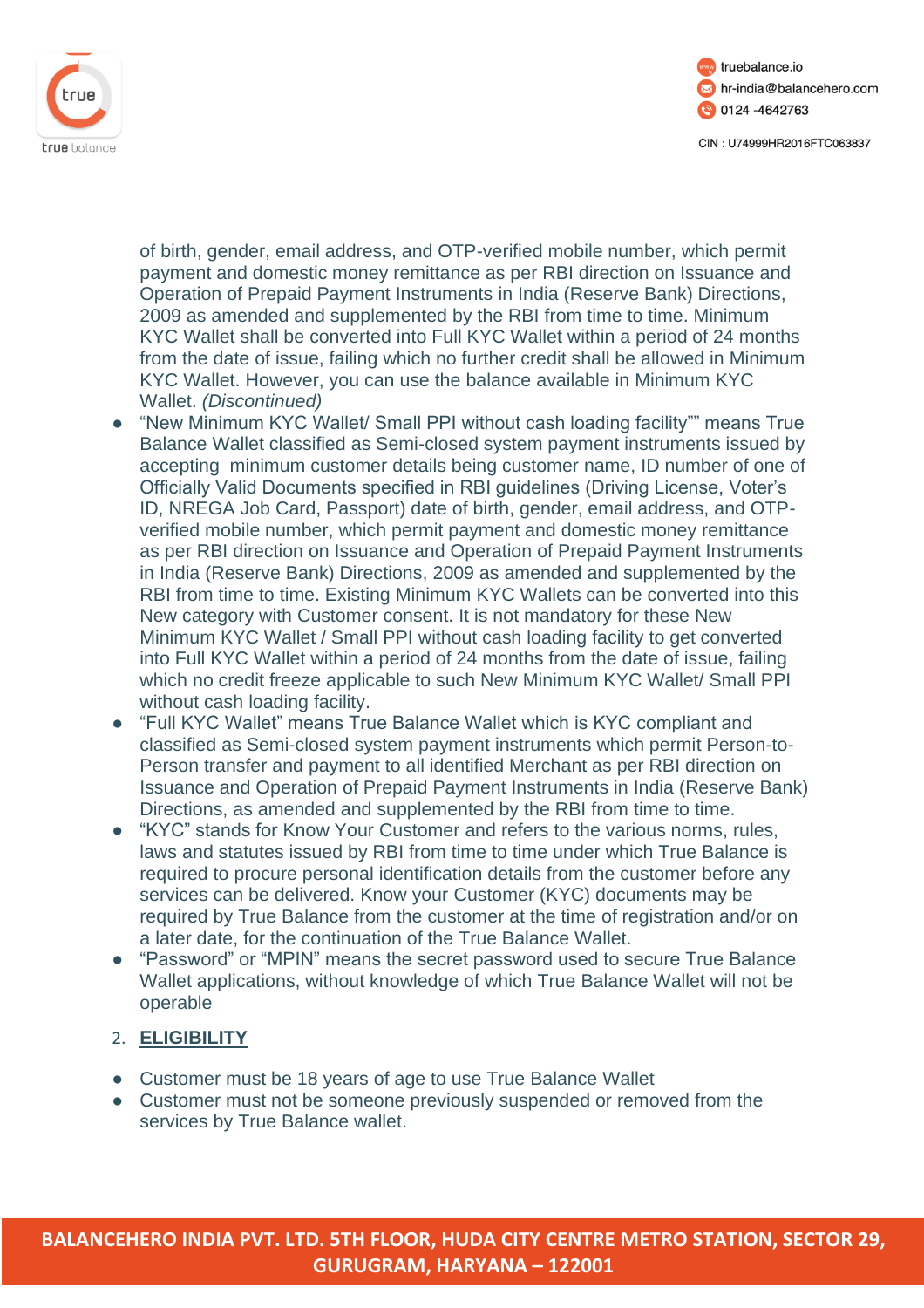of birth, gender, email address, and OTP-verified mobile number, which permit payment and domestic money remittance as per RBI direction on Issuance and Operation of Prepaid Payment Instruments in India (Reserve Bank) Directions, 2009 as amended and supplemented by the RBI from time to time. Minimum KYC Wallet shall be converted into Full KYC Wallet within a period of 24 months from the date of issue, failing which no further credit shall be allowed in Minimum KYC Wallet. However, you can use the balance available in Minimum KYC Wallet. *(Discontinued)*

- "New Minimum KYC Wallet/ Small PPI without cash loading facility"" means True Balance Wallet classified as Semi-closed system payment instruments issued by accepting minimum customer details being customer name, ID number of one of Officially Valid Documents specified in RBI guidelines (Driving License, Voter's ID, NREGA Job Card, Passport) date of birth, gender, email address, and OTP-verified mobile number, which permit payment and domestic money remittance as per RBI direction on Issuance and Operation of Prepaid Payment Instruments in India (Reserve Bank) Directions, 2009 as amended and supplemented by the RBI from time to time. Existing Minimum KYC Wallets can be converted into this New category with Customer consent. It is not mandatory for these New Minimum KYC Wallet / Small PPI without cash loading facility to get converted into Full KYC Wallet within a period of 24 months from the date of issue, failing which no credit freeze applicable to such New Minimum KYC Wallet/ Small PPI without cash loading facility.
- "Full KYC Wallet" means True Balance Wallet which is KYC compliant and classified as Semi-closed system payment instruments which permit Person-to-Person transfer and payment to all identified Merchant as per RBI direction on Issuance and Operation of Prepaid Payment Instruments in India (Reserve Bank) Directions, as amended and supplemented by the RBI from time to time.
- "KYC" stands for Know Your Customer and refers to the various norms, rules, laws and statutes issued by RBI from time to time under which True Balance is required to procure personal identification details from the customer before any services can be delivered. Know your Customer (KYC) documents may be required by True Balance from the customer at the time of registration and/or on a later date, for the continuation of the True Balance Wallet.
- "Password" or "MPIN" means the secret password used to secure True Balance Wallet applications, without knowledge of which True Balance Wallet will not be operable

## 2. ELIGIBILITY

- Customer must be 18 years of age to use True Balance Wallet
- Customer must not be someone previously suspended or removed from the services by True Balance wallet.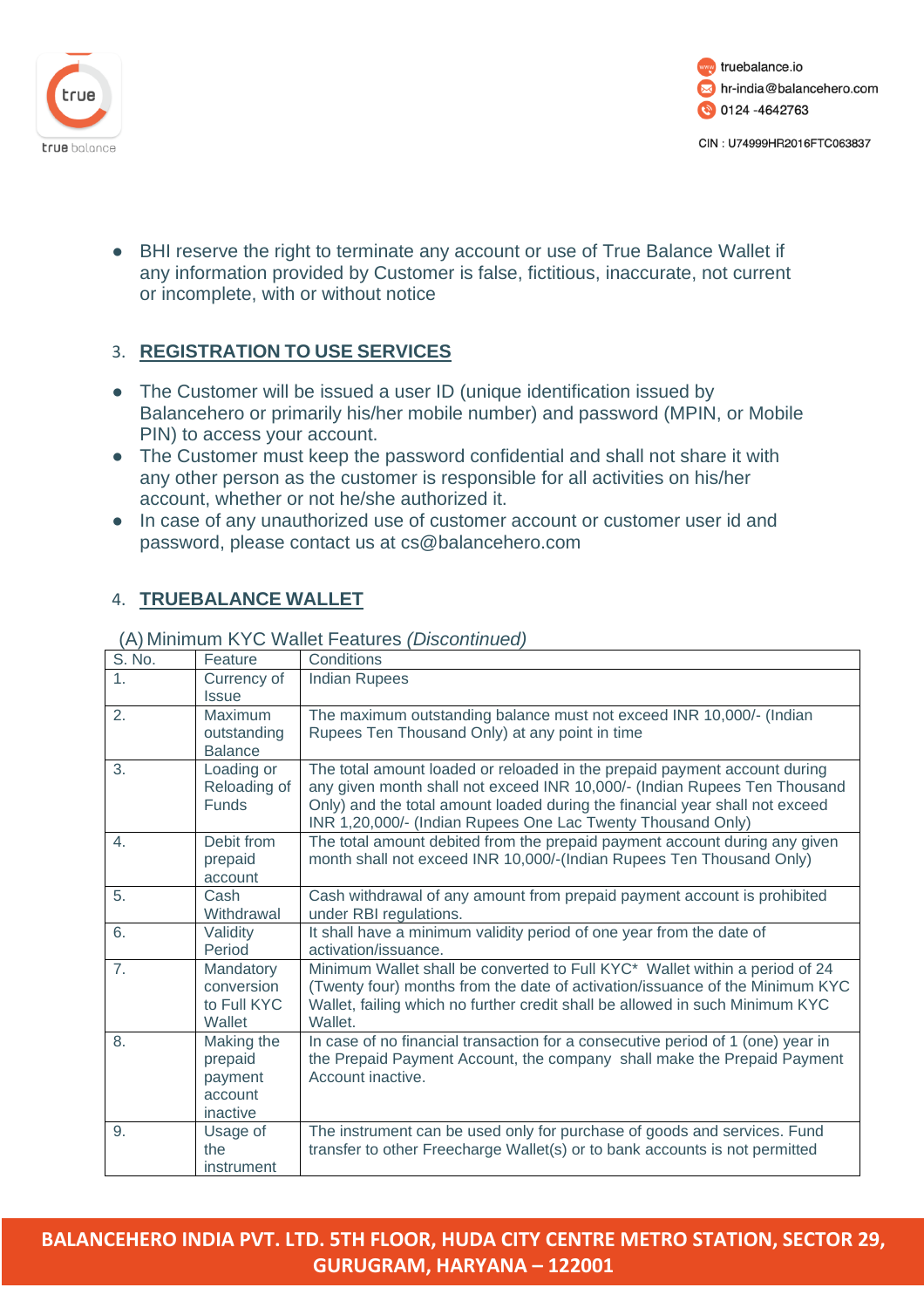- BHI reserve the right to terminate any account or use of True Balance Wallet if any information provided by Customer is false, fictitious, inaccurate, not current or incomplete, with or without notice

## 3. REGISTRATION TO USE SERVICES

- The Customer will be issued a user ID (unique identification issued by Balancehero or primarily his/her mobile number) and password (MPIN, or Mobile PIN) to access your account.
- The Customer must keep the password confidential and shall not share it with any other person as the customer is responsible for all activities on his/her account, whether or not he/she authorized it.
- In case of any unauthorized use of customer account or customer user id and password, please contact us at cs@balancehero.com

## 4. TRUEBALANCE WALLET

(A) Minimum KYC Wallet Features *(Discontinued)*

| S. No. | Feature | Conditions |
|---|---|---|
| 1. | Currency of Issue | Indian Rupees |
| 2. | Maximum outstanding Balance | The maximum outstanding balance must not exceed INR 10,000/- (Indian Rupees Ten Thousand Only) at any point in time |
| 3. | Loading or Reloading of Funds | The total amount loaded or reloaded in the prepaid payment account during any given month shall not exceed INR 10,000/- (Indian Rupees Ten Thousand Only) and the total amount loaded during the financial year shall not exceed INR 1,20,000/- (Indian Rupees One Lac Twenty Thousand Only) |
| 4. | Debit from prepaid account | The total amount debited from the prepaid payment account during any given month shall not exceed INR 10,000/-(Indian Rupees Ten Thousand Only) |
| 5. | Cash Withdrawal | Cash withdrawal of any amount from prepaid payment account is prohibited under RBI regulations. |
| 6. | Validity Period | It shall have a minimum validity period of one year from the date of activation/issuance. |
| 7. | Mandatory conversion to Full KYC Wallet | Minimum Wallet shall be converted to Full KYC* Wallet within a period of 24 (Twenty four) months from the date of activation/issuance of the Minimum KYC Wallet, failing which no further credit shall be allowed in such Minimum KYC Wallet. |
| 8. | Making the prepaid payment account inactive | In case of no financial transaction for a consecutive period of 1 (one) year in the Prepaid Payment Account, the company shall make the Prepaid Payment Account inactive. |
| 9. | Usage of the instrument | The instrument can be used only for purchase of goods and services. Fund transfer to other Freecharge Wallet(s) or to bank accounts is not permitted |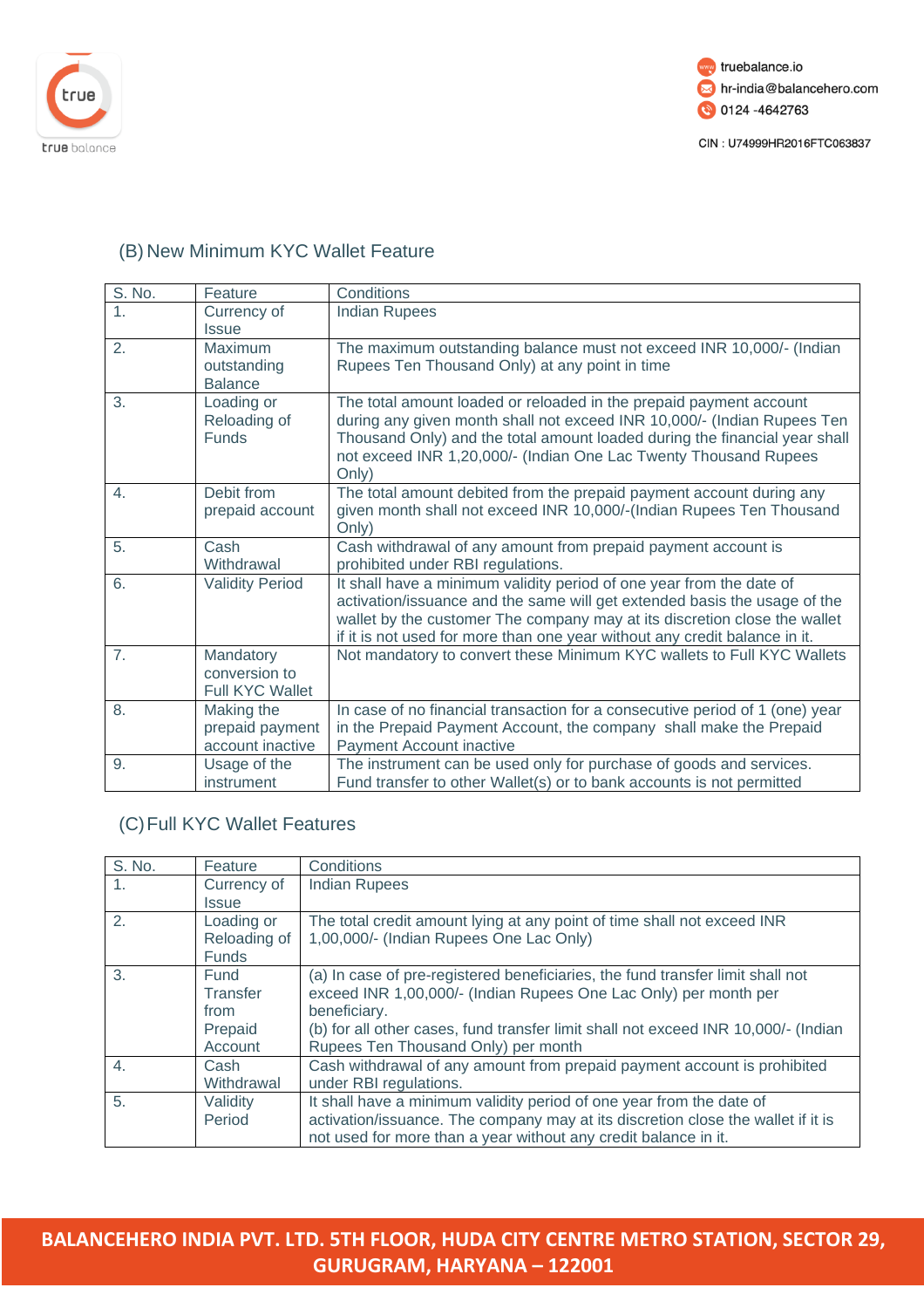## (B) New Minimum KYC Wallet Feature

| S. No. | Feature | Conditions |
|---|---|---|
| 1. | Currency of Issue | Indian Rupees |
| 2. | Maximum outstanding Balance | The maximum outstanding balance must not exceed INR 10,000/- (Indian Rupees Ten Thousand Only) at any point in time |
| 3. | Loading or Reloading of Funds | The total amount loaded or reloaded in the prepaid payment account during any given month shall not exceed INR 10,000/- (Indian Rupees Ten Thousand Only) and the total amount loaded during the financial year shall not exceed INR 1,20,000/- (Indian One Lac Twenty Thousand Rupees Only) |
| 4. | Debit from prepaid account | The total amount debited from the prepaid payment account during any given month shall not exceed INR 10,000/-(Indian Rupees Ten Thousand Only) |
| 5. | Cash Withdrawal | Cash withdrawal of any amount from prepaid payment account is prohibited under RBI regulations. |
| 6. | Validity Period | It shall have a minimum validity period of one year from the date of activation/issuance and the same will get extended basis the usage of the wallet by the customer The company may at its discretion close the wallet if it is not used for more than one year without any credit balance in it. |
| 7. | Mandatory conversion to Full KYC Wallet | Not mandatory to convert these Minimum KYC wallets to Full KYC Wallets |
| 8. | Making the prepaid payment account inactive | In case of no financial transaction for a consecutive period of 1 (one) year in the Prepaid Payment Account, the company shall make the Prepaid Payment Account inactive |
| 9. | Usage of the instrument | The instrument can be used only for purchase of goods and services. Fund transfer to other Wallet(s) or to bank accounts is not permitted |

## (C) Full KYC Wallet Features

| S. No. | Feature | Conditions |
|---|---|---|
| 1. | Currency of Issue | Indian Rupees |
| 2. | Loading or Reloading of Funds | The total credit amount lying at any point of time shall not exceed INR 1,00,000/- (Indian Rupees One Lac Only) |
| 3. | Fund Transfer from Prepaid Account | (a) In case of pre-registered beneficiaries, the fund transfer limit shall not exceed INR 1,00,000/- (Indian Rupees One Lac Only) per month per beneficiary.<br>(b) for all other cases, fund transfer limit shall not exceed INR 10,000/- (Indian Rupees Ten Thousand Only) per month |
| 4. | Cash Withdrawal | Cash withdrawal of any amount from prepaid payment account is prohibited under RBI regulations. |
| 5. | Validity Period | It shall have a minimum validity period of one year from the date of activation/issuance. The company may at its discretion close the wallet if it is not used for more than a year without any credit balance in it. |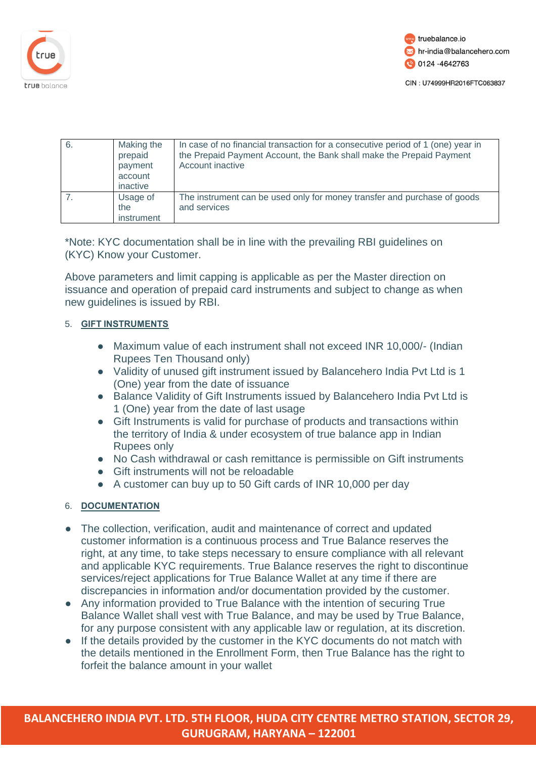| 6. | Making the prepaid payment account inactive | In case of no financial transaction for a consecutive period of 1 (one) year in the Prepaid Payment Account, the Bank shall make the Prepaid Payment Account inactive |
|---|---|---|
| 7. | Usage of the instrument | The instrument can be used only for money transfer and purchase of goods and services |

*Note: KYC documentation shall be in line with the prevailing RBI guidelines on (KYC) Know your Customer.

Above parameters and limit capping is applicable as per the Master direction on issuance and operation of prepaid card instruments and subject to change as when new guidelines is issued by RBI.

## 5. GIFT INSTRUMENTS

- Maximum value of each instrument shall not exceed INR 10,000/- (Indian Rupees Ten Thousand only)
- Validity of unused gift instrument issued by Balancehero India Pvt Ltd is 1 (One) year from the date of issuance
- Balance Validity of Gift Instruments issued by Balancehero India Pvt Ltd is 1 (One) year from the date of last usage
- Gift Instruments is valid for purchase of products and transactions within the territory of India & under ecosystem of true balance app in Indian Rupees only
- No Cash withdrawal or cash remittance is permissible on Gift instruments
- Gift instruments will not be reloadable
- A customer can buy up to 50 Gift cards of INR 10,000 per day

## 6. DOCUMENTATION

- The collection, verification, audit and maintenance of correct and updated customer information is a continuous process and True Balance reserves the right, at any time, to take steps necessary to ensure compliance with all relevant and applicable KYC requirements. True Balance reserves the right to discontinue services/reject applications for True Balance Wallet at any time if there are discrepancies in information and/or documentation provided by the customer.
- Any information provided to True Balance with the intention of securing True Balance Wallet shall vest with True Balance, and may be used by True Balance, for any purpose consistent with any applicable law or regulation, at its discretion.
- If the details provided by the customer in the KYC documents do not match with the details mentioned in the Enrollment Form, then True Balance has the right to forfeit the balance amount in your wallet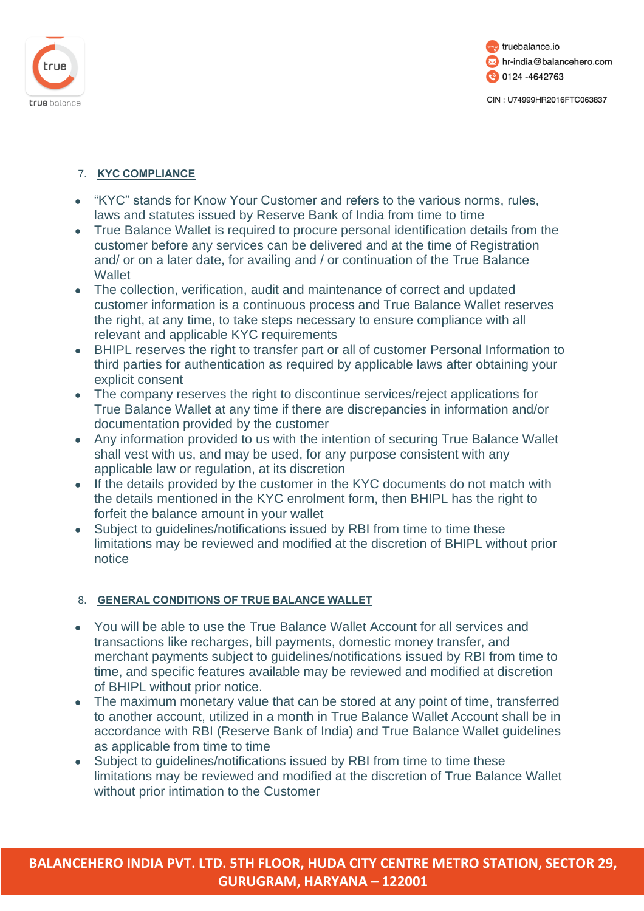## 7. KYC COMPLIANCE

- "KYC" stands for Know Your Customer and refers to the various norms, rules, laws and statutes issued by Reserve Bank of India from time to time
- True Balance Wallet is required to procure personal identification details from the customer before any services can be delivered and at the time of Registration and/ or on a later date, for availing and / or continuation of the True Balance Wallet
- The collection, verification, audit and maintenance of correct and updated customer information is a continuous process and True Balance Wallet reserves the right, at any time, to take steps necessary to ensure compliance with all relevant and applicable KYC requirements
- BHIPL reserves the right to transfer part or all of customer Personal Information to third parties for authentication as required by applicable laws after obtaining your explicit consent
- The company reserves the right to discontinue services/reject applications for True Balance Wallet at any time if there are discrepancies in information and/or documentation provided by the customer
- Any information provided to us with the intention of securing True Balance Wallet shall vest with us, and may be used, for any purpose consistent with any applicable law or regulation, at its discretion
- If the details provided by the customer in the KYC documents do not match with the details mentioned in the KYC enrolment form, then BHIPL has the right to forfeit the balance amount in your wallet
- Subject to guidelines/notifications issued by RBI from time to time these limitations may be reviewed and modified at the discretion of BHIPL without prior notice

## 8. GENERAL CONDITIONS OF TRUE BALANCE WALLET

- You will be able to use the True Balance Wallet Account for all services and transactions like recharges, bill payments, domestic money transfer, and merchant payments subject to guidelines/notifications issued by RBI from time to time, and specific features available may be reviewed and modified at discretion of BHIPL without prior notice.
- The maximum monetary value that can be stored at any point of time, transferred to another account, utilized in a month in True Balance Wallet Account shall be in accordance with RBI (Reserve Bank of India) and True Balance Wallet guidelines as applicable from time to time
- Subject to guidelines/notifications issued by RBI from time to time these limitations may be reviewed and modified at the discretion of True Balance Wallet without prior intimation to the Customer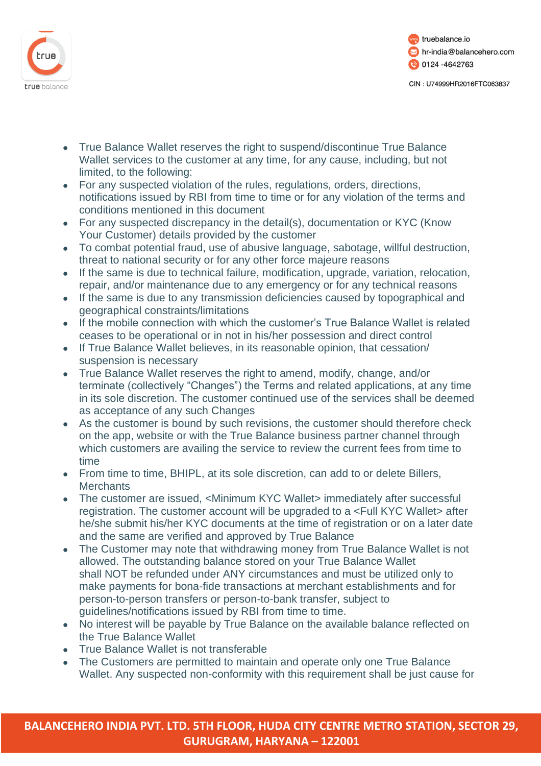- True Balance Wallet reserves the right to suspend/discontinue True Balance Wallet services to the customer at any time, for any cause, including, but not limited, to the following:
- For any suspected violation of the rules, regulations, orders, directions, notifications issued by RBI from time to time or for any violation of the terms and conditions mentioned in this document
- For any suspected discrepancy in the detail(s), documentation or KYC (Know Your Customer) details provided by the customer
- To combat potential fraud, use of abusive language, sabotage, willful destruction, threat to national security or for any other force majeure reasons
- If the same is due to technical failure, modification, upgrade, variation, relocation, repair, and/or maintenance due to any emergency or for any technical reasons
- If the same is due to any transmission deficiencies caused by topographical and geographical constraints/limitations
- If the mobile connection with which the customer's True Balance Wallet is related ceases to be operational or in not in his/her possession and direct control
- If True Balance Wallet believes, in its reasonable opinion, that cessation/ suspension is necessary
- True Balance Wallet reserves the right to amend, modify, change, and/or terminate (collectively "Changes") the Terms and related applications, at any time in its sole discretion. The customer continued use of the services shall be deemed as acceptance of any such Changes
- As the customer is bound by such revisions, the customer should therefore check on the app, website or with the True Balance business partner channel through which customers are availing the service to review the current fees from time to time
- From time to time, BHIPL, at its sole discretion, can add to or delete Billers, Merchants
- The customer are issued, <Minimum KYC Wallet> immediately after successful registration. The customer account will be upgraded to a <Full KYC Wallet> after he/she submit his/her KYC documents at the time of registration or on a later date and the same are verified and approved by True Balance
- The Customer may note that withdrawing money from True Balance Wallet is not allowed. The outstanding balance stored on your True Balance Wallet shall NOT be refunded under ANY circumstances and must be utilized only to make payments for bona-fide transactions at merchant establishments and for person-to-person transfers or person-to-bank transfer, subject to guidelines/notifications issued by RBI from time to time.
- No interest will be payable by True Balance on the available balance reflected on the True Balance Wallet
- True Balance Wallet is not transferable
- The Customers are permitted to maintain and operate only one True Balance Wallet. Any suspected non-conformity with this requirement shall be just cause for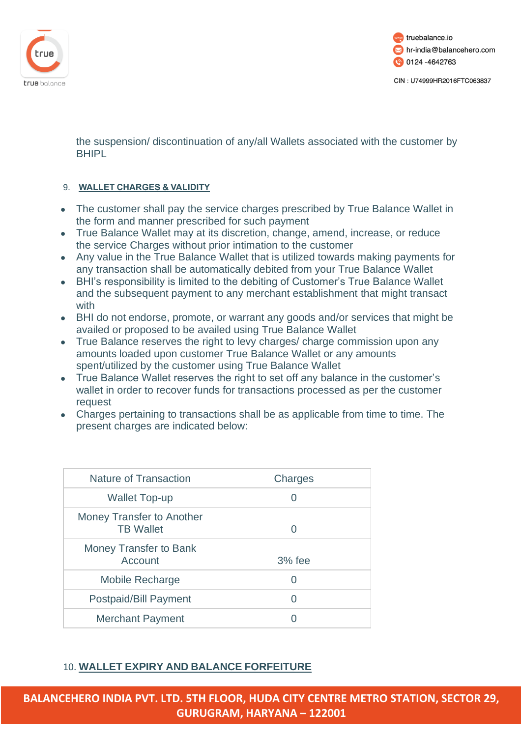the suspension/ discontinuation of any/all Wallets associated with the customer by BHIPL

9. **WALLET CHARGES & VALIDITY**

- The customer shall pay the service charges prescribed by True Balance Wallet in the form and manner prescribed for such payment
- True Balance Wallet may at its discretion, change, amend, increase, or reduce the service Charges without prior intimation to the customer
- Any value in the True Balance Wallet that is utilized towards making payments for any transaction shall be automatically debited from your True Balance Wallet
- BHI's responsibility is limited to the debiting of Customer's True Balance Wallet and the subsequent payment to any merchant establishment that might transact with
- BHI do not endorse, promote, or warrant any goods and/or services that might be availed or proposed to be availed using True Balance Wallet
- True Balance reserves the right to levy charges/ charge commission upon any amounts loaded upon customer True Balance Wallet or any amounts spent/utilized by the customer using True Balance Wallet
- True Balance Wallet reserves the right to set off any balance in the customer's wallet in order to recover funds for transactions processed as per the customer request
- Charges pertaining to transactions shall be as applicable from time to time. The present charges are indicated below:

| Nature of Transaction | Charges |
|---|---|
| Wallet Top-up | 0 |
| Money Transfer to Another TB Wallet | 0 |
| Money Transfer to Bank Account | 3% fee |
| Mobile Recharge | 0 |
| Postpaid/Bill Payment | 0 |
| Merchant Payment | 0 |

10. **WALLET EXPIRY AND BALANCE FORFEITURE**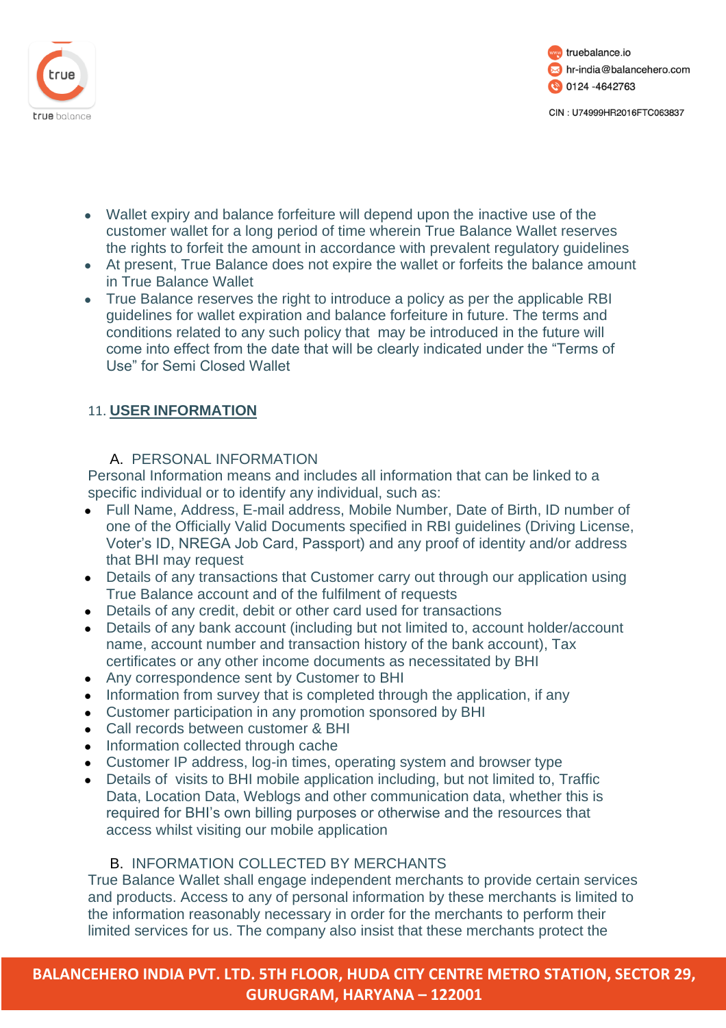- Wallet expiry and balance forfeiture will depend upon the inactive use of the customer wallet for a long period of time wherein True Balance Wallet reserves the rights to forfeit the amount in accordance with prevalent regulatory guidelines
- At present, True Balance does not expire the wallet or forfeits the balance amount in True Balance Wallet
- True Balance reserves the right to introduce a policy as per the applicable RBI guidelines for wallet expiration and balance forfeiture in future. The terms and conditions related to any such policy that may be introduced in the future will come into effect from the date that will be clearly indicated under the "Terms of Use" for Semi Closed Wallet

## 11. USER INFORMATION

### A. PERSONAL INFORMATION

Personal Information means and includes all information that can be linked to a specific individual or to identify any individual, such as:

- Full Name, Address, E-mail address, Mobile Number, Date of Birth, ID number of one of the Officially Valid Documents specified in RBI guidelines (Driving License, Voter's ID, NREGA Job Card, Passport) and any proof of identity and/or address that BHI may request
- Details of any transactions that Customer carry out through our application using True Balance account and of the fulfilment of requests
- Details of any credit, debit or other card used for transactions
- Details of any bank account (including but not limited to, account holder/account name, account number and transaction history of the bank account), Tax certificates or any other income documents as necessitated by BHI
- Any correspondence sent by Customer to BHI
- Information from survey that is completed through the application, if any
- Customer participation in any promotion sponsored by BHI
- Call records between customer & BHI
- Information collected through cache
- Customer IP address, log-in times, operating system and browser type
- Details of visits to BHI mobile application including, but not limited to, Traffic Data, Location Data, Weblogs and other communication data, whether this is required for BHI's own billing purposes or otherwise and the resources that access whilst visiting our mobile application

### B. INFORMATION COLLECTED BY MERCHANTS

True Balance Wallet shall engage independent merchants to provide certain services and products. Access to any of personal information by these merchants is limited to the information reasonably necessary in order for the merchants to perform their limited services for us. The company also insist that these merchants protect the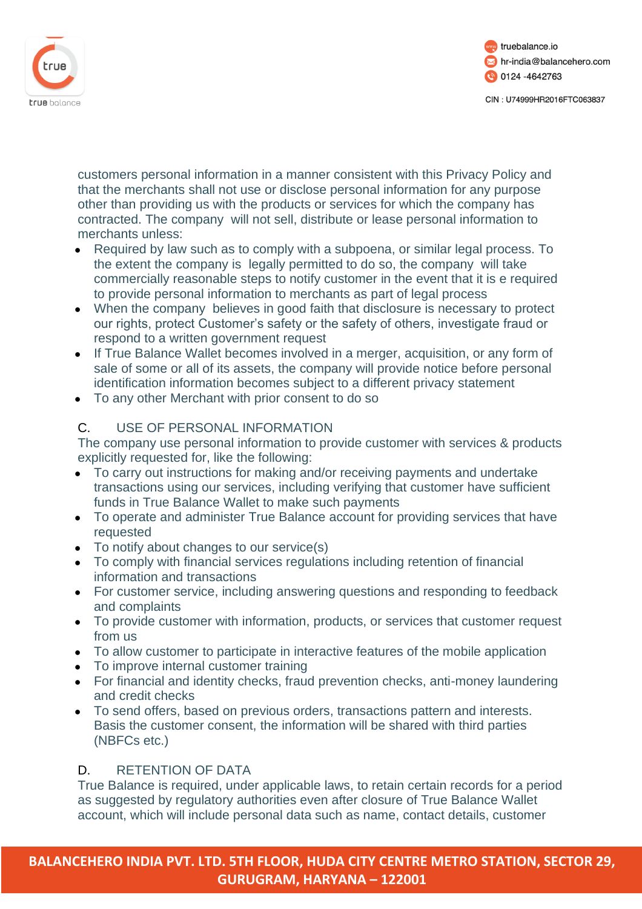customers personal information in a manner consistent with this Privacy Policy and that the merchants shall not use or disclose personal information for any purpose other than providing us with the products or services for which the company has contracted. The company will not sell, distribute or lease personal information to merchants unless:

- Required by law such as to comply with a subpoena, or similar legal process. To the extent the company is legally permitted to do so, the company will take commercially reasonable steps to notify customer in the event that it is e required to provide personal information to merchants as part of legal process
- When the company believes in good faith that disclosure is necessary to protect our rights, protect Customer's safety or the safety of others, investigate fraud or respond to a written government request
- If True Balance Wallet becomes involved in a merger, acquisition, or any form of sale of some or all of its assets, the company will provide notice before personal identification information becomes subject to a different privacy statement
- To any other Merchant with prior consent to do so

## C. USE OF PERSONAL INFORMATION

The company use personal information to provide customer with services & products explicitly requested for, like the following:

- To carry out instructions for making and/or receiving payments and undertake transactions using our services, including verifying that customer have sufficient funds in True Balance Wallet to make such payments
- To operate and administer True Balance account for providing services that have requested
- To notify about changes to our service(s)
- To comply with financial services regulations including retention of financial information and transactions
- For customer service, including answering questions and responding to feedback and complaints
- To provide customer with information, products, or services that customer request from us
- To allow customer to participate in interactive features of the mobile application
- To improve internal customer training
- For financial and identity checks, fraud prevention checks, anti-money laundering and credit checks
- To send offers, based on previous orders, transactions pattern and interests. Basis the customer consent, the information will be shared with third parties (NBFCs etc.)

## D. RETENTION OF DATA

True Balance is required, under applicable laws, to retain certain records for a period as suggested by regulatory authorities even after closure of True Balance Wallet account, which will include personal data such as name, contact details, customer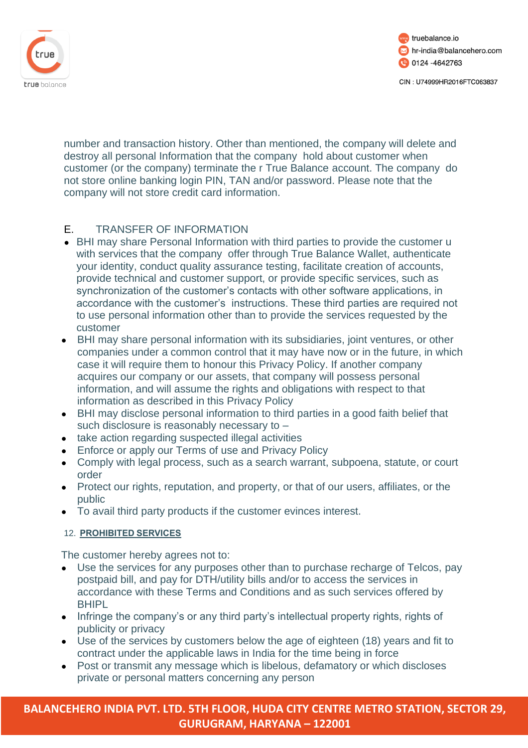number and transaction history. Other than mentioned, the company will delete and destroy all personal Information that the company hold about customer when customer (or the company) terminate the r True Balance account. The company do not store online banking login PIN, TAN and/or password. Please note that the company will not store credit card information.

E. TRANSFER OF INFORMATION

- BHI may share Personal Information with third parties to provide the customer u with services that the company offer through True Balance Wallet, authenticate your identity, conduct quality assurance testing, facilitate creation of accounts, provide technical and customer support, or provide specific services, such as synchronization of the customer's contacts with other software applications, in accordance with the customer's instructions. These third parties are required not to use personal information other than to provide the services requested by the customer
- BHI may share personal information with its subsidiaries, joint ventures, or other companies under a common control that it may have now or in the future, in which case it will require them to honour this Privacy Policy. If another company acquires our company or our assets, that company will possess personal information, and will assume the rights and obligations with respect to that information as described in this Privacy Policy
- BHI may disclose personal information to third parties in a good faith belief that such disclosure is reasonably necessary to –
- take action regarding suspected illegal activities
- Enforce or apply our Terms of use and Privacy Policy
- Comply with legal process, such as a search warrant, subpoena, statute, or court order
- Protect our rights, reputation, and property, or that of our users, affiliates, or the public
- To avail third party products if the customer evinces interest.

## 12. PROHIBITED SERVICES

The customer hereby agrees not to:

- Use the services for any purposes other than to purchase recharge of Telcos, pay postpaid bill, and pay for DTH/utility bills and/or to access the services in accordance with these Terms and Conditions and as such services offered by BHIPL
- Infringe the company's or any third party's intellectual property rights, rights of publicity or privacy
- Use of the services by customers below the age of eighteen (18) years and fit to contract under the applicable laws in India for the time being in force
- Post or transmit any message which is libelous, defamatory or which discloses private or personal matters concerning any person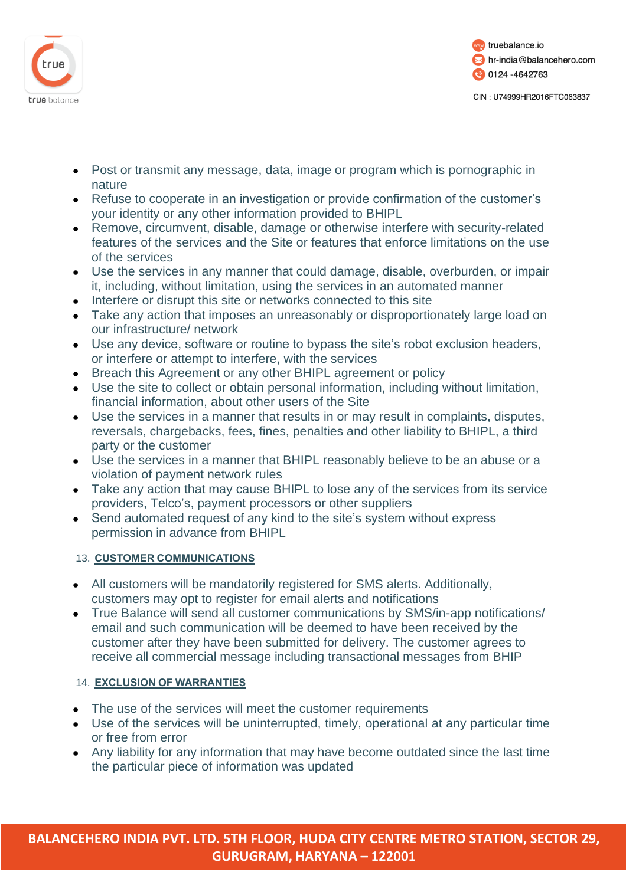- Post or transmit any message, data, image or program which is pornographic in nature
- Refuse to cooperate in an investigation or provide confirmation of the customer's your identity or any other information provided to BHIPL
- Remove, circumvent, disable, damage or otherwise interfere with security-related features of the services and the Site or features that enforce limitations on the use of the services
- Use the services in any manner that could damage, disable, overburden, or impair it, including, without limitation, using the services in an automated manner
- Interfere or disrupt this site or networks connected to this site
- Take any action that imposes an unreasonably or disproportionately large load on our infrastructure/ network
- Use any device, software or routine to bypass the site's robot exclusion headers, or interfere or attempt to interfere, with the services
- Breach this Agreement or any other BHIPL agreement or policy
- Use the site to collect or obtain personal information, including without limitation, financial information, about other users of the Site
- Use the services in a manner that results in or may result in complaints, disputes, reversals, chargebacks, fees, fines, penalties and other liability to BHIPL, a third party or the customer
- Use the services in a manner that BHIPL reasonably believe to be an abuse or a violation of payment network rules
- Take any action that may cause BHIPL to lose any of the services from its service providers, Telco's, payment processors or other suppliers
- Send automated request of any kind to the site's system without express permission in advance from BHIPL

## 13. CUSTOMER COMMUNICATIONS

- All customers will be mandatorily registered for SMS alerts. Additionally, customers may opt to register for email alerts and notifications
- True Balance will send all customer communications by SMS/in-app notifications/ email and such communication will be deemed to have been received by the customer after they have been submitted for delivery. The customer agrees to receive all commercial message including transactional messages from BHIP

## 14. EXCLUSION OF WARRANTIES

- The use of the services will meet the customer requirements
- Use of the services will be uninterrupted, timely, operational at any particular time or free from error
- Any liability for any information that may have become outdated since the last time the particular piece of information was updated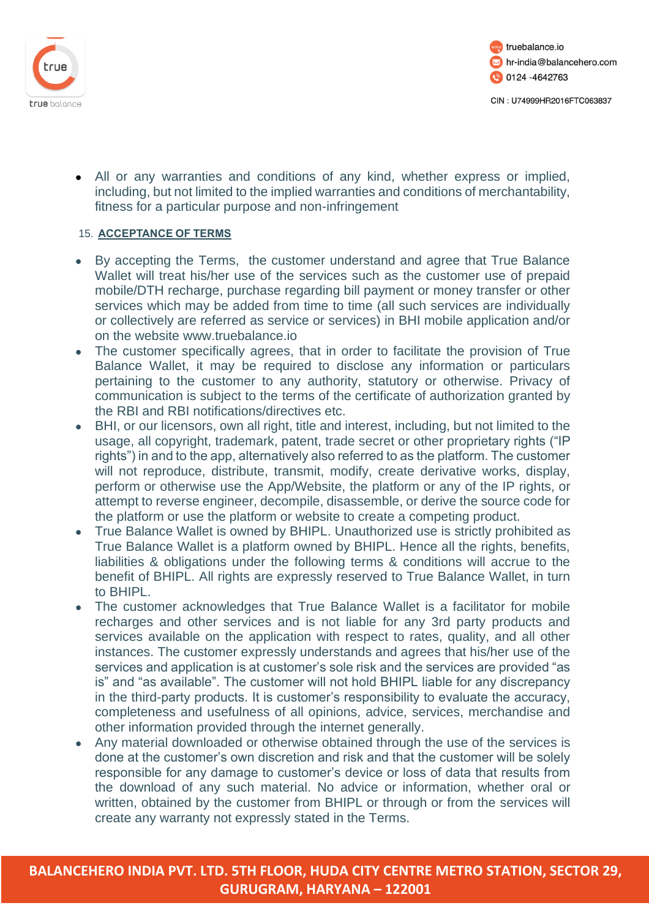- All or any warranties and conditions of any kind, whether express or implied, including, but not limited to the implied warranties and conditions of merchantability, fitness for a particular purpose and non-infringement

15. **ACCEPTANCE OF TERMS**

- By accepting the Terms, the customer understand and agree that True Balance Wallet will treat his/her use of the services such as the customer use of prepaid mobile/DTH recharge, purchase regarding bill payment or money transfer or other services which may be added from time to time (all such services are individually or collectively are referred as service or services) in BHI mobile application and/or on the website www.truebalance.io
- The customer specifically agrees, that in order to facilitate the provision of True Balance Wallet, it may be required to disclose any information or particulars pertaining to the customer to any authority, statutory or otherwise. Privacy of communication is subject to the terms of the certificate of authorization granted by the RBI and RBI notifications/directives etc.
- BHI, or our licensors, own all right, title and interest, including, but not limited to the usage, all copyright, trademark, patent, trade secret or other proprietary rights ("IP rights") in and to the app, alternatively also referred to as the platform. The customer will not reproduce, distribute, transmit, modify, create derivative works, display, perform or otherwise use the App/Website, the platform or any of the IP rights, or attempt to reverse engineer, decompile, disassemble, or derive the source code for the platform or use the platform or website to create a competing product.
- True Balance Wallet is owned by BHIPL. Unauthorized use is strictly prohibited as True Balance Wallet is a platform owned by BHIPL. Hence all the rights, benefits, liabilities & obligations under the following terms & conditions will accrue to the benefit of BHIPL. All rights are expressly reserved to True Balance Wallet, in turn to BHIPL.
- The customer acknowledges that True Balance Wallet is a facilitator for mobile recharges and other services and is not liable for any 3rd party products and services available on the application with respect to rates, quality, and all other instances. The customer expressly understands and agrees that his/her use of the services and application is at customer's sole risk and the services are provided "as is" and "as available". The customer will not hold BHIPL liable for any discrepancy in the third-party products. It is customer's responsibility to evaluate the accuracy, completeness and usefulness of all opinions, advice, services, merchandise and other information provided through the internet generally.
- Any material downloaded or otherwise obtained through the use of the services is done at the customer's own discretion and risk and that the customer will be solely responsible for any damage to customer's device or loss of data that results from the download of any such material. No advice or information, whether oral or written, obtained by the customer from BHIPL or through or from the services will create any warranty not expressly stated in the Terms.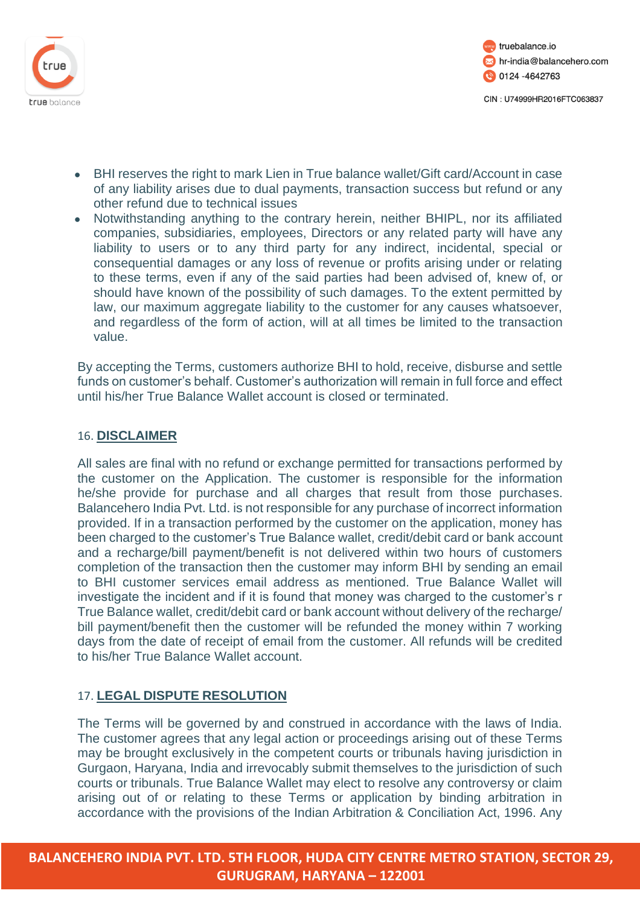- BHI reserves the right to mark Lien in True balance wallet/Gift card/Account in case of any liability arises due to dual payments, transaction success but refund or any other refund due to technical issues
- Notwithstanding anything to the contrary herein, neither BHIPL, nor its affiliated companies, subsidiaries, employees, Directors or any related party will have any liability to users or to any third party for any indirect, incidental, special or consequential damages or any loss of revenue or profits arising under or relating to these terms, even if any of the said parties had been advised of, knew of, or should have known of the possibility of such damages. To the extent permitted by law, our maximum aggregate liability to the customer for any causes whatsoever, and regardless of the form of action, will at all times be limited to the transaction value.

By accepting the Terms, customers authorize BHI to hold, receive, disburse and settle funds on customer's behalf. Customer's authorization will remain in full force and effect until his/her True Balance Wallet account is closed or terminated.

## 16. DISCLAIMER

All sales are final with no refund or exchange permitted for transactions performed by the customer on the Application. The customer is responsible for the information he/she provide for purchase and all charges that result from those purchases. Balancehero India Pvt. Ltd. is not responsible for any purchase of incorrect information provided. If in a transaction performed by the customer on the application, money has been charged to the customer's True Balance wallet, credit/debit card or bank account and a recharge/bill payment/benefit is not delivered within two hours of customers completion of the transaction then the customer may inform BHI by sending an email to BHI customer services email address as mentioned. True Balance Wallet will investigate the incident and if it is found that money was charged to the customer's r True Balance wallet, credit/debit card or bank account without delivery of the recharge/ bill payment/benefit then the customer will be refunded the money within 7 working days from the date of receipt of email from the customer. All refunds will be credited to his/her True Balance Wallet account.

## 17. LEGAL DISPUTE RESOLUTION

The Terms will be governed by and construed in accordance with the laws of India. The customer agrees that any legal action or proceedings arising out of these Terms may be brought exclusively in the competent courts or tribunals having jurisdiction in Gurgaon, Haryana, India and irrevocably submit themselves to the jurisdiction of such courts or tribunals. True Balance Wallet may elect to resolve any controversy or claim arising out of or relating to these Terms or application by binding arbitration in accordance with the provisions of the Indian Arbitration & Conciliation Act, 1996. Any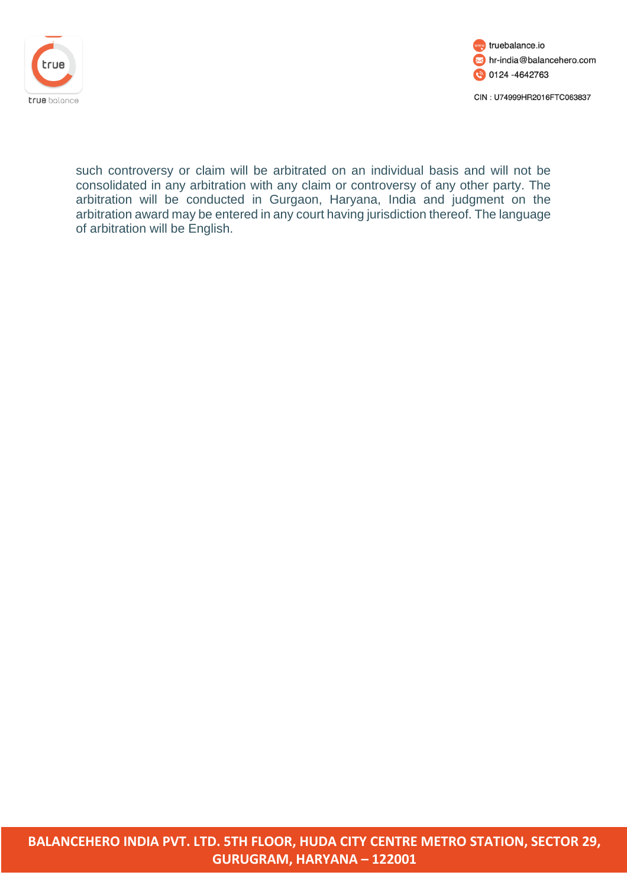such controversy or claim will be arbitrated on an individual basis and will not be consolidated in any arbitration with any claim or controversy of any other party. The arbitration will be conducted in Gurgaon, Haryana, India and judgment on the arbitration award may be entered in any court having jurisdiction thereof. The language of arbitration will be English.